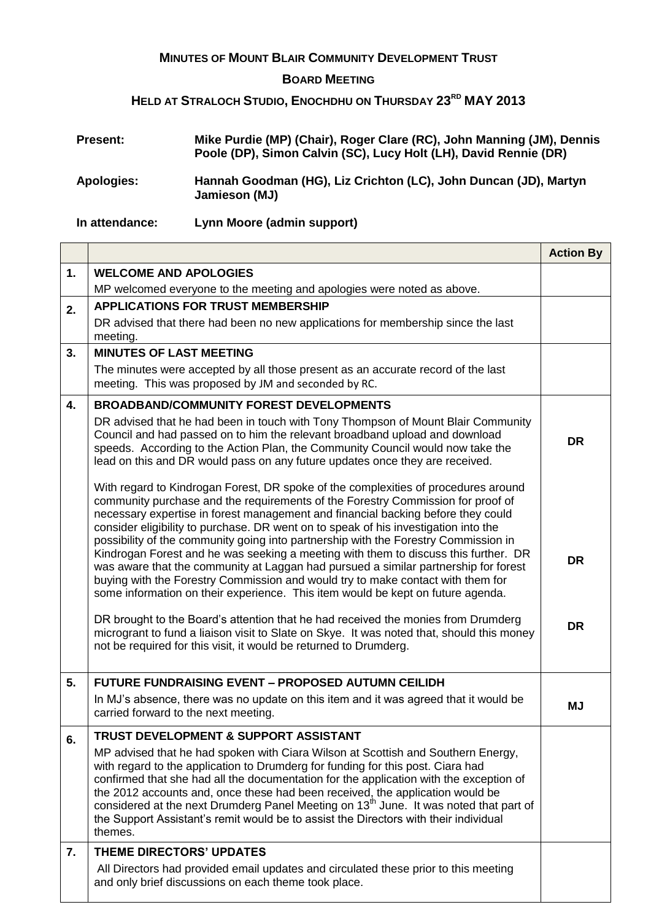# MINUTES OF MOUNT BLAIR COMMUNITY DEVELOPMENT TRUST

## BOARD MEETING

## HELD AT STRALOCH STUDIO, ENOCHDHU ON THURSDAY 23RD MAY 2013

**Present:** **Mike Purdie (MP) (Chair), Roger Clare (RC), John Manning (JM), Dennis Poole (DP), Simon Calvin (SC), Lucy Holt (LH), David Rennie (DR)**

**Apologies:** **Hannah Goodman (HG), Liz Crichton (LC), John Duncan (JD), Martyn Jamieson (MJ)**

**In attendance:** **Lynn Moore (admin support)**

| | | **Action By** |
|---|---|---|
| **1.** | **WELCOME AND APOLOGIES**<br>MP welcomed everyone to the meeting and apologies were noted as above. | |
| **2.** | **APPLICATIONS FOR TRUST MEMBERSHIP**<br>DR advised that there had been no new applications for membership since the last meeting. | |
| **3.** | **MINUTES OF LAST MEETING**<br>The minutes were accepted by all those present as an accurate record of the last meeting. This was proposed by JM and seconded by RC. | |
| **4.** | **BROADBAND/COMMUNITY FOREST DEVELOPMENTS**<br>DR advised that he had been in touch with Tony Thompson of Mount Blair Community Council and had passed on to him the relevant broadband upload and download speeds. According to the Action Plan, the Community Council would now take the lead on this and DR would pass on any future updates once they are received. | **DR** |
| | With regard to Kindrogan Forest, DR spoke of the complexities of procedures around community purchase and the requirements of the Forestry Commission for proof of necessary expertise in forest management and financial backing before they could consider eligibility to purchase. DR went on to speak of his investigation into the possibility of the community going into partnership with the Forestry Commission in Kindrogan Forest and he was seeking a meeting with them to discuss this further. DR was aware that the community at Laggan had pursued a similar partnership for forest buying with the Forestry Commission and would try to make contact with them for some information on their experience. This item would be kept on future agenda. | **DR** |
| | DR brought to the Board's attention that he had received the monies from Drumderg microgrant to fund a liaison visit to Slate on Skye. It was noted that, should this money not be required for this visit, it would be returned to Drumderg. | **DR** |
| **5.** | **FUTURE FUNDRAISING EVENT – PROPOSED AUTUMN CEILIDH**<br>In MJ's absence, there was no update on this item and it was agreed that it would be carried forward to the next meeting. | **MJ** |
| **6.** | **TRUST DEVELOPMENT & SUPPORT ASSISTANT**<br>MP advised that he had spoken with Ciara Wilson at Scottish and Southern Energy, with regard to the application to Drumderg for funding for this post. Ciara had confirmed that she had all the documentation for the application with the exception of the 2012 accounts and, once these had been received, the application would be considered at the next Drumderg Panel Meeting on 13th June. It was noted that part of the Support Assistant's remit would be to assist the Directors with their individual themes. | |
| **7.** | **THEME DIRECTORS' UPDATES**<br>All Directors had provided email updates and circulated these prior to this meeting and only brief discussions on each theme took place. | |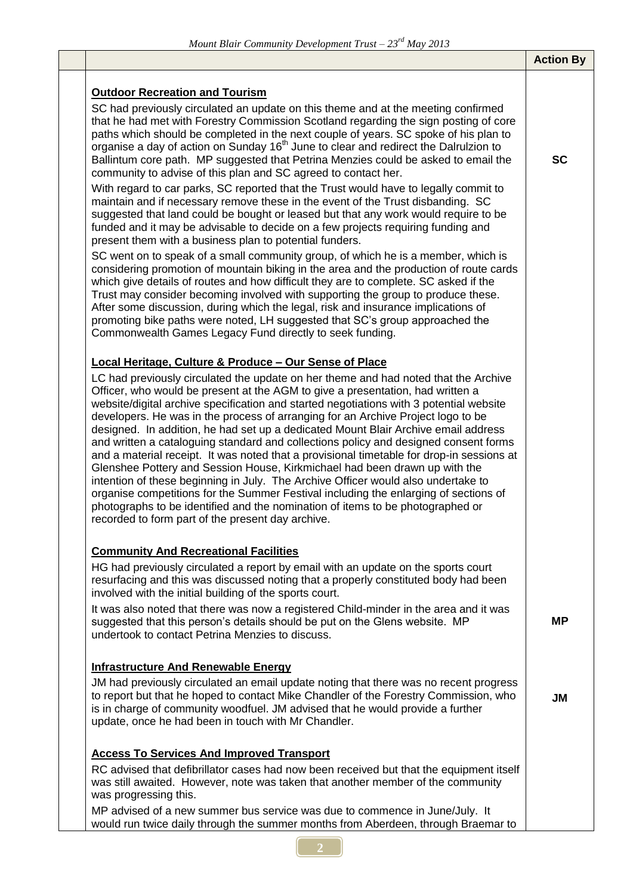| | | Action By |
|---|---|---|
| | **Outdoor Recreation and Tourism**<br>SC had previously circulated an update on this theme and at the meeting confirmed that he had met with Forestry Commission Scotland regarding the sign posting of core paths which should be completed in the next couple of years. SC spoke of his plan to organise a day of action on Sunday 16th June to clear and redirect the Dalrulzion to Ballintum core path. MP suggested that Petrina Menzies could be asked to email the community to advise of this plan and SC agreed to contact her. | **SC** |
| | With regard to car parks, SC reported that the Trust would have to legally commit to maintain and if necessary remove these in the event of the Trust disbanding. SC suggested that land could be bought or leased but that any work would require to be funded and it may be advisable to decide on a few projects requiring funding and present them with a business plan to potential funders. | |
| | SC went on to speak of a small community group, of which he is a member, which is considering promotion of mountain biking in the area and the production of route cards which give details of routes and how difficult they are to complete. SC asked if the Trust may consider becoming involved with supporting the group to produce these. After some discussion, during which the legal, risk and insurance implications of promoting bike paths were noted, LH suggested that SC's group approached the Commonwealth Games Legacy Fund directly to seek funding. | |
| | **Local Heritage, Culture & Produce – Our Sense of Place**<br>LC had previously circulated the update on her theme and had noted that the Archive Officer, who would be present at the AGM to give a presentation, had written a website/digital archive specification and started negotiations with 3 potential website developers. He was in the process of arranging for an Archive Project logo to be designed. In addition, he had set up a dedicated Mount Blair Archive email address and written a cataloguing standard and collections policy and designed consent forms and a material receipt. It was noted that a provisional timetable for drop-in sessions at Glenshee Pottery and Session House, Kirkmichael had been drawn up with the intention of these beginning in July. The Archive Officer would also undertake to organise competitions for the Summer Festival including the enlarging of sections of photographs to be identified and the nomination of items to be photographed or recorded to form part of the present day archive. | |
| | **Community And Recreational Facilities**<br>HG had previously circulated a report by email with an update on the sports court resurfacing and this was discussed noting that a properly constituted body had been involved with the initial building of the sports court. | |
| | It was also noted that there was now a registered Child-minder in the area and it was suggested that this person's details should be put on the Glens website. MP undertook to contact Petrina Menzies to discuss. | **MP** |
| | **Infrastructure And Renewable Energy**<br>JM had previously circulated an email update noting that there was no recent progress to report but that he hoped to contact Mike Chandler of the Forestry Commission, who is in charge of community woodfuel. JM advised that he would provide a further update, once he had been in touch with Mr Chandler. | **JM** |
| | **Access To Services And Improved Transport**<br>RC advised that defibrillator cases had now been received but that the equipment itself was still awaited. However, note was taken that another member of the community was progressing this. | |
| | MP advised of a new summer bus service was due to commence in June/July. It would run twice daily through the summer months from Aberdeen, through Braemar to | |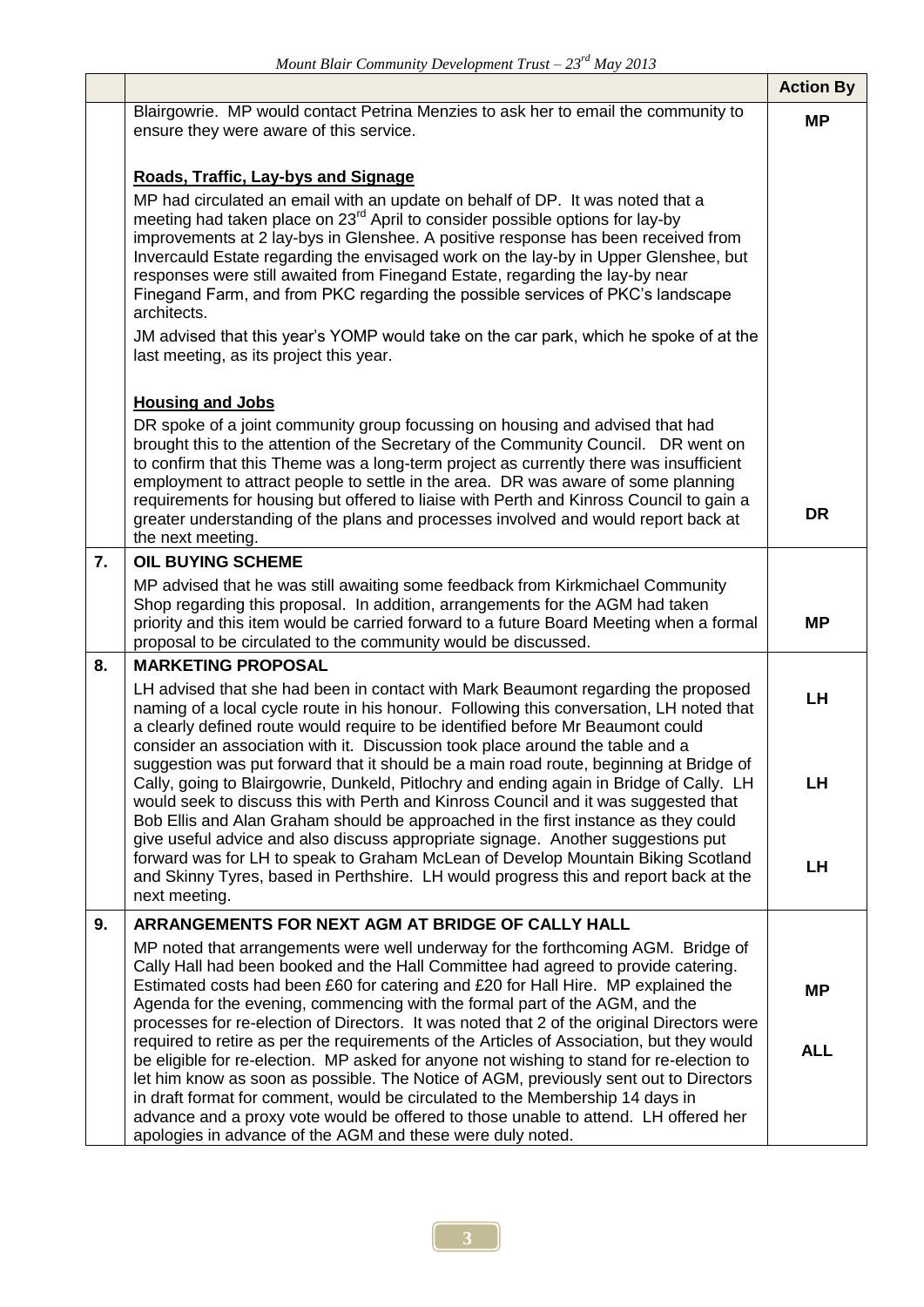| | | Action By |
|---|---|---|
| | Blairgowrie. MP would contact Petrina Menzies to ask her to email the community to ensure they were aware of this service. | **MP** |
| | **Roads, Traffic, Lay-bys and Signage**<br>MP had circulated an email with an update on behalf of DP. It was noted that a meeting had taken place on 23rd April to consider possible options for lay-by improvements at 2 lay-bys in Glenshee. A positive response has been received from Invercauld Estate regarding the envisaged work on the lay-by in Upper Glenshee, but responses were still awaited from Finegand Estate, regarding the lay-by near Finegand Farm, and from PKC regarding the possible services of PKC's landscape architects.<br>JM advised that this year's YOMP would take on the car park, which he spoke of at the last meeting, as its project this year. | |
| | **Housing and Jobs**<br>DR spoke of a joint community group focussing on housing and advised that had brought this to the attention of the Secretary of the Community Council. DR went on to confirm that this Theme was a long-term project as currently there was insufficient employment to attract people to settle in the area. DR was aware of some planning requirements for housing but offered to liaise with Perth and Kinross Council to gain a greater understanding of the plans and processes involved and would report back at the next meeting. | **DR** |
| **7.** | **OIL BUYING SCHEME**<br>MP advised that he was still awaiting some feedback from Kirkmichael Community Shop regarding this proposal. In addition, arrangements for the AGM had taken priority and this item would be carried forward to a future Board Meeting when a formal proposal to be circulated to the community would be discussed. | **MP** |
| **8.** | **MARKETING PROPOSAL**<br>LH advised that she had been in contact with Mark Beaumont regarding the proposed naming of a local cycle route in his honour. Following this conversation, LH noted that a clearly defined route would require to be identified before Mr Beaumont could consider an association with it. Discussion took place around the table and a suggestion was put forward that it should be a main road route, beginning at Bridge of Cally, going to Blairgowrie, Dunkeld, Pitlochry and ending again in Bridge of Cally. LH would seek to discuss this with Perth and Kinross Council and it was suggested that Bob Ellis and Alan Graham should be approached in the first instance as they could give useful advice and also discuss appropriate signage. Another suggestions put forward was for LH to speak to Graham McLean of Develop Mountain Biking Scotland and Skinny Tyres, based in Perthshire. LH would progress this and report back at the next meeting. | **LH**<br><br>**LH**<br><br>**LH** |
| **9.** | **ARRANGEMENTS FOR NEXT AGM AT BRIDGE OF CALLY HALL**<br>MP noted that arrangements were well underway for the forthcoming AGM. Bridge of Cally Hall had been booked and the Hall Committee had agreed to provide catering. Estimated costs had been £60 for catering and £20 for Hall Hire. MP explained the Agenda for the evening, commencing with the formal part of the AGM, and the processes for re-election of Directors. It was noted that 2 of the original Directors were required to retire as per the requirements of the Articles of Association, but they would be eligible for re-election. MP asked for anyone not wishing to stand for re-election to let him know as soon as possible. The Notice of AGM, previously sent out to Directors in draft format for comment, would be circulated to the Membership 14 days in advance and a proxy vote would be offered to those unable to attend. LH offered her apologies in advance of the AGM and these were duly noted. | **MP**<br><br>**ALL** |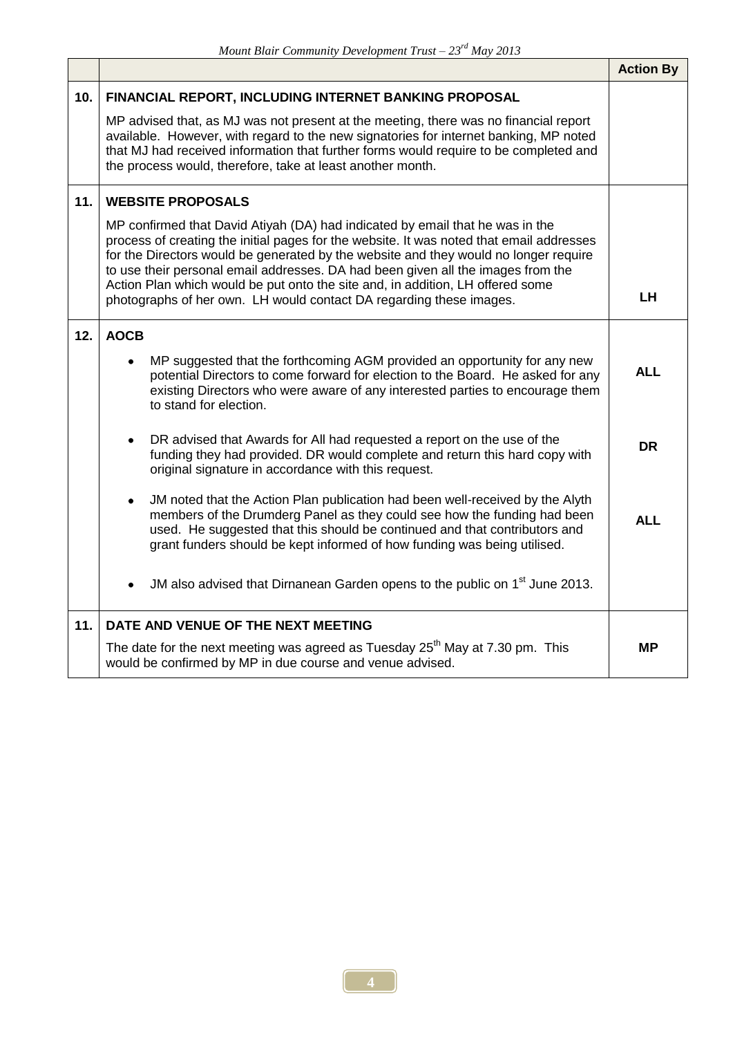| | | Action By |
|---|---|---|
| **10.** | **FINANCIAL REPORT, INCLUDING INTERNET BANKING PROPOSAL**<br><br>MP advised that, as MJ was not present at the meeting, there was no financial report available. However, with regard to the new signatories for internet banking, MP noted that MJ had received information that further forms would require to be completed and the process would, therefore, take at least another month. | |
| **11.** | **WEBSITE PROPOSALS**<br><br>MP confirmed that David Atiyah (DA) had indicated by email that he was in the process of creating the initial pages for the website. It was noted that email addresses for the Directors would be generated by the website and they would no longer require to use their personal email addresses. DA had been given all the images from the Action Plan which would be put onto the site and, in addition, LH offered some photographs of her own. LH would contact DA regarding these images. | **LH** |
| **12.** | **AOCB**<br><br>• MP suggested that the forthcoming AGM provided an opportunity for any new potential Directors to come forward for election to the Board. He asked for any existing Directors who were aware of any interested parties to encourage them to stand for election. | **ALL** |
| | • DR advised that Awards for All had requested a report on the use of the funding they had provided. DR would complete and return this hard copy with original signature in accordance with this request. | **DR** |
| | • JM noted that the Action Plan publication had been well-received by the Alyth members of the Drumderg Panel as they could see how the funding had been used. He suggested that this should be continued and that contributors and grant funders should be kept informed of how funding was being utilised. | **ALL** |
| | • JM also advised that Dirnanean Garden opens to the public on 1st June 2013. | |
| **11.** | **DATE AND VENUE OF THE NEXT MEETING**<br><br>The date for the next meeting was agreed as Tuesday 25th May at 7.30 pm. This would be confirmed by MP in due course and venue advised. | **MP** |